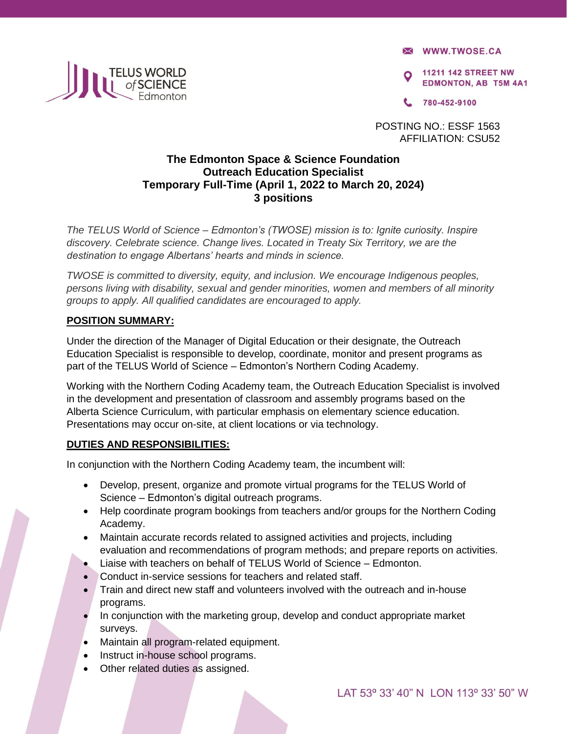TELUS WORLD of SCIENCE Edmonton

WWW.TWOSE.CA

11211 142 STREET NW
EDMONTON, AB T5M 4A1

780-452-9100

POSTING NO.: ESSF 1563
AFFILIATION: CSU52

# The Edmonton Space & Science Foundation
## Outreach Education Specialist
## Temporary Full-Time (April 1, 2022 to March 20, 2024)
## 3 positions

*The TELUS World of Science – Edmonton's (TWOSE) mission is to: Ignite curiosity. Inspire discovery. Celebrate science. Change lives. Located in Treaty Six Territory, we are the destination to engage Albertans' hearts and minds in science.*

*TWOSE is committed to diversity, equity, and inclusion. We encourage Indigenous peoples, persons living with disability, sexual and gender minorities, women and members of all minority groups to apply. All qualified candidates are encouraged to apply.*

**POSITION SUMMARY:**

Under the direction of the Manager of Digital Education or their designate, the Outreach Education Specialist is responsible to develop, coordinate, monitor and present programs as part of the TELUS World of Science – Edmonton's Northern Coding Academy.

Working with the Northern Coding Academy team, the Outreach Education Specialist is involved in the development and presentation of classroom and assembly programs based on the Alberta Science Curriculum, with particular emphasis on elementary science education. Presentations may occur on-site, at client locations or via technology.

**DUTIES AND RESPONSIBILITIES:**

In conjunction with the Northern Coding Academy team, the incumbent will:

- Develop, present, organize and promote virtual programs for the TELUS World of Science – Edmonton's digital outreach programs.
- Help coordinate program bookings from teachers and/or groups for the Northern Coding Academy.
- Maintain accurate records related to assigned activities and projects, including evaluation and recommendations of program methods; and prepare reports on activities.
- Liaise with teachers on behalf of TELUS World of Science – Edmonton.
- Conduct in-service sessions for teachers and related staff.
- Train and direct new staff and volunteers involved with the outreach and in-house programs.
- In conjunction with the marketing group, develop and conduct appropriate market surveys.
- Maintain all program-related equipment.
- Instruct in-house school programs.
- Other related duties as assigned.

LAT 53º 33' 40" N LON 113º 33' 50" W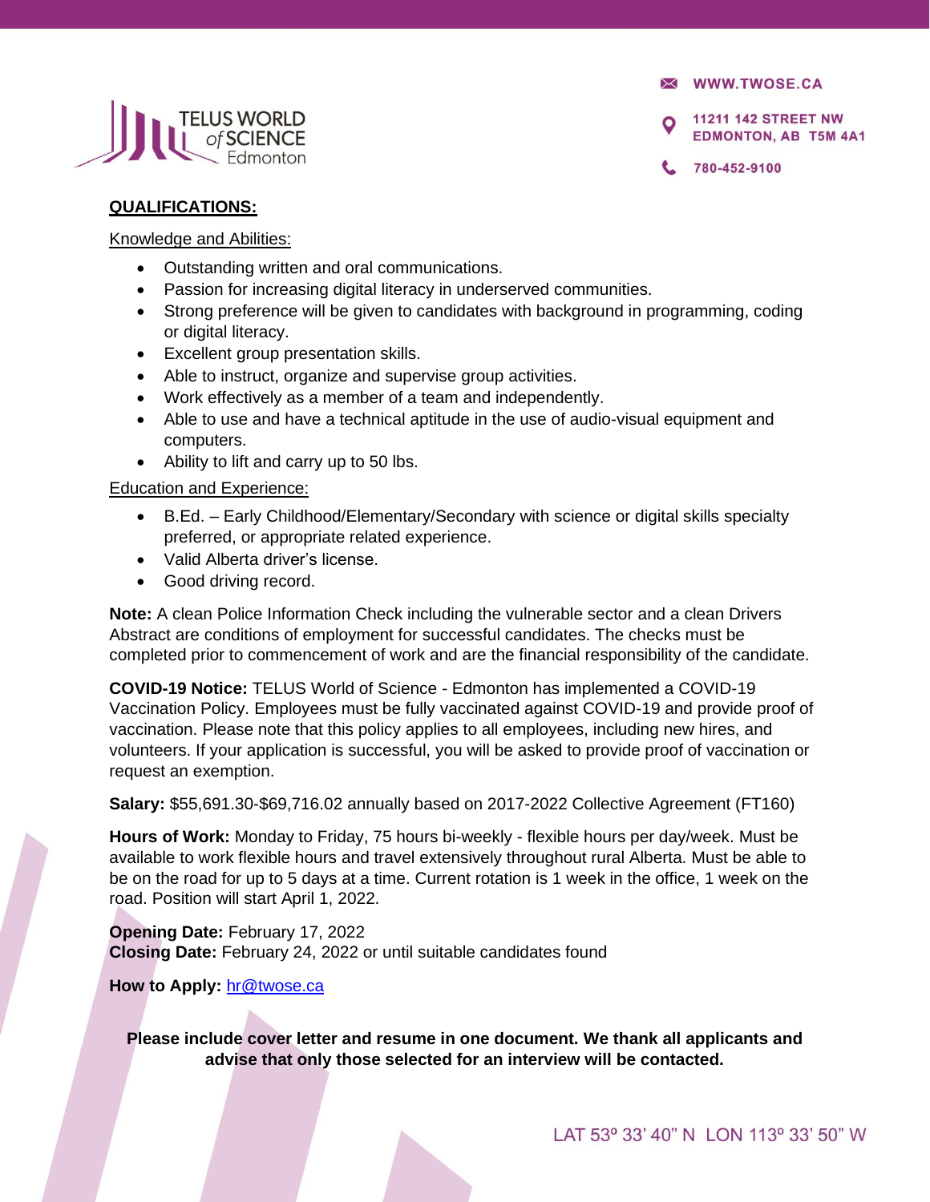**QUALIFICATIONS:**

Knowledge and Abilities:

- Outstanding written and oral communications.
- Passion for increasing digital literacy in underserved communities.
- Strong preference will be given to candidates with background in programming, coding or digital literacy.
- Excellent group presentation skills.
- Able to instruct, organize and supervise group activities.
- Work effectively as a member of a team and independently.
- Able to use and have a technical aptitude in the use of audio-visual equipment and computers.
- Ability to lift and carry up to 50 lbs.

Education and Experience:

- B.Ed. – Early Childhood/Elementary/Secondary with science or digital skills specialty preferred, or appropriate related experience.
- Valid Alberta driver's license.
- Good driving record.

**Note:** A clean Police Information Check including the vulnerable sector and a clean Drivers Abstract are conditions of employment for successful candidates. The checks must be completed prior to commencement of work and are the financial responsibility of the candidate.

**COVID-19 Notice:** TELUS World of Science - Edmonton has implemented a COVID-19 Vaccination Policy. Employees must be fully vaccinated against COVID-19 and provide proof of vaccination. Please note that this policy applies to all employees, including new hires, and volunteers. If your application is successful, you will be asked to provide proof of vaccination or request an exemption.

**Salary:** $55,691.30-$69,716.02 annually based on 2017-2022 Collective Agreement (FT160)

**Hours of Work:** Monday to Friday, 75 hours bi-weekly - flexible hours per day/week. Must be available to work flexible hours and travel extensively throughout rural Alberta. Must be able to be on the road for up to 5 days at a time. Current rotation is 1 week in the office, 1 week on the road. Position will start April 1, 2022.

**Opening Date:** February 17, 2022
**Closing Date:** February 24, 2022 or until suitable candidates found

**How to Apply:** hr@twose.ca

**Please include cover letter and resume in one document. We thank all applicants and advise that only those selected for an interview will be contacted.**